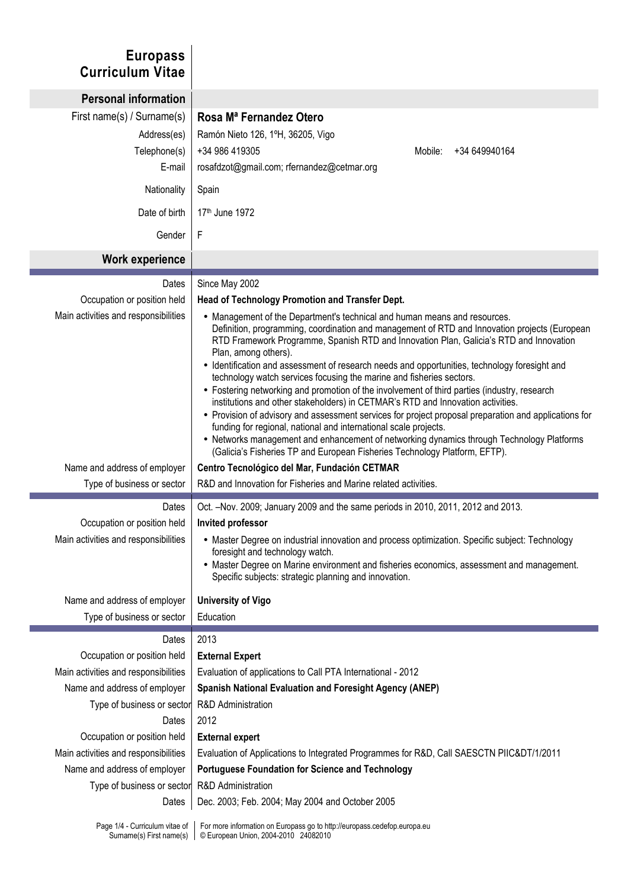# Europass Curriculum Vitae

## Personal information

| | |
|---|---|
| First name(s) / Surname(s) | **Rosa Mª Fernandez Otero** |
| Address(es) | Ramón Nieto 126, 1ºH, 36205, Vigo |
| Telephone(s) | +34 986 419305 Mobile: +34 649940164 |
| E-mail | rosafdzot@gmail.com; rfernandez@cetmar.org |
| Nationality | Spain |
| Date of birth | 17th June 1972 |
| Gender | F |

## Work experience

| | |
|---|---|
| Dates | Since May 2002 |
| Occupation or position held | **Head of Technology Promotion and Transfer Dept.** |
| Main activities and responsibilities | • Management of the Department's technical and human means and resources. Definition, programming, coordination and management of RTD and Innovation projects (European RTD Framework Programme, Spanish RTD and Innovation Plan, Galicia's RTD and Innovation Plan, among others).<br>• Identification and assessment of research needs and opportunities, technology foresight and technology watch services focusing the marine and fisheries sectors.<br>• Fostering networking and promotion of the involvement of third parties (industry, research institutions and other stakeholders) in CETMAR's RTD and Innovation activities.<br>• Provision of advisory and assessment services for project proposal preparation and applications for funding for regional, national and international scale projects.<br>• Networks management and enhancement of networking dynamics through Technology Platforms (Galicia's Fisheries TP and European Fisheries Technology Platform, EFTP). |
| Name and address of employer | **Centro Tecnológico del Mar, Fundación CETMAR** |
| Type of business or sector | R&D and Innovation for Fisheries and Marine related activities. |

| | |
|---|---|
| Dates | Oct. –Nov. 2009; January 2009 and the same periods in 2010, 2011, 2012 and 2013. |
| Occupation or position held | **Invited professor** |
| Main activities and responsibilities | • Master Degree on industrial innovation and process optimization. Specific subject: Technology foresight and technology watch.<br>• Master Degree on Marine environment and fisheries economics, assessment and management. Specific subjects: strategic planning and innovation. |
| Name and address of employer | **University of Vigo** |
| Type of business or sector | Education |

| | |
|---|---|
| Dates | 2013 |
| Occupation or position held | **External Expert** |
| Main activities and responsibilities | Evaluation of applications to Call PTA International - 2012 |
| Name and address of employer | **Spanish National Evaluation and Foresight Agency (ANEP)** |
| Type of business or sector | R&D Administration |
| Dates | 2012 |
| Occupation or position held | **External expert** |
| Main activities and responsibilities | Evaluation of Applications to Integrated Programmes for R&D, Call SAESCTN PIIC&DT/1/2011 |
| Name and address of employer | **Portuguese Foundation for Science and Technology** |
| Type of business or sector | R&D Administration |
| Dates | Dec. 2003; Feb. 2004; May 2004 and October 2005 |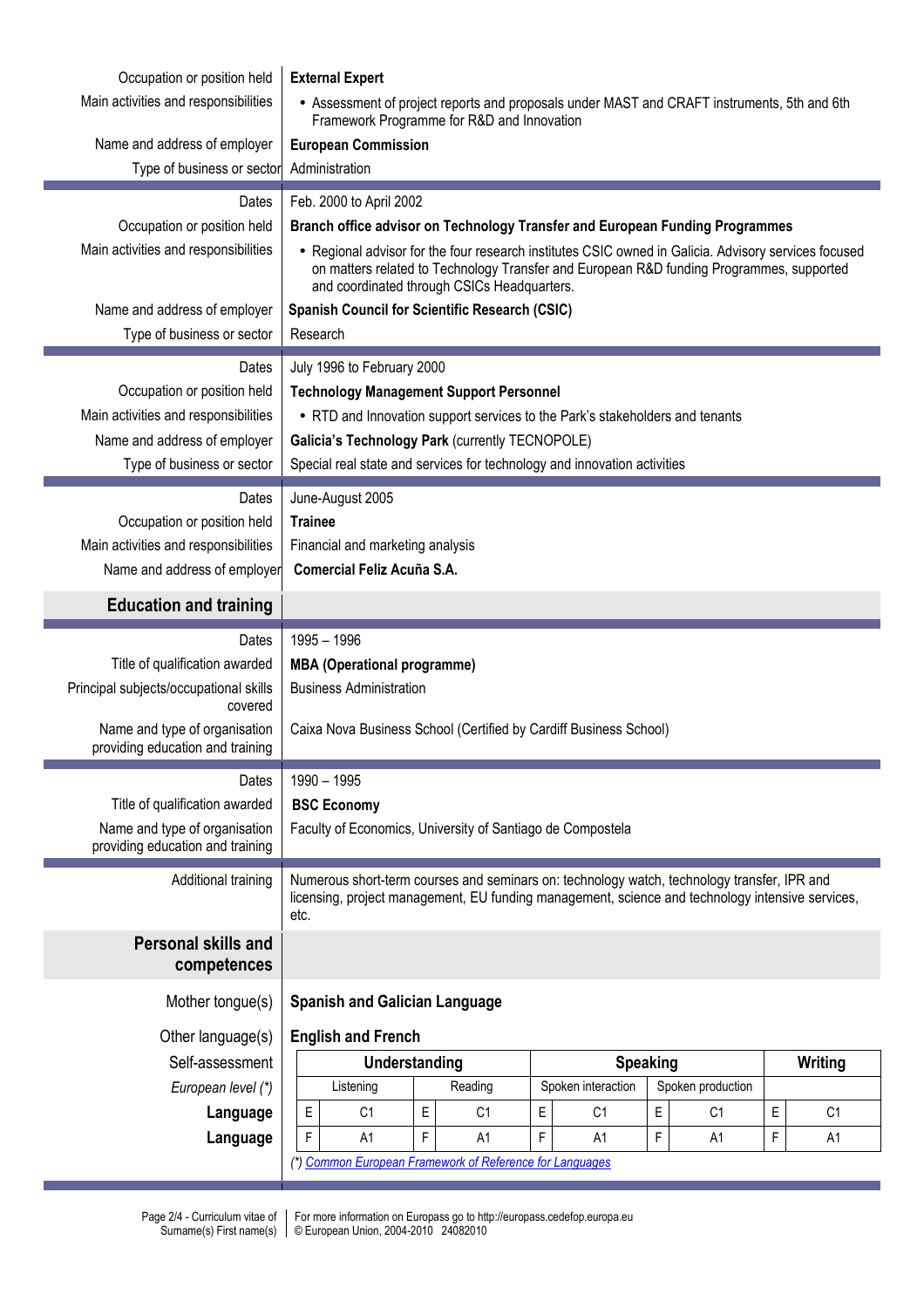| | |
|---|---|
| Occupation or position held | **External Expert** |
| Main activities and responsibilities | • Assessment of project reports and proposals under MAST and CRAFT instruments, 5th and 6th Framework Programme for R&D and Innovation |
| Name and address of employer | **European Commission** |
| Type of business or sector | Administration |

| | |
|---|---|
| Dates | Feb. 2000 to April 2002 |
| Occupation or position held | **Branch office advisor on Technology Transfer and European Funding Programmes** |
| Main activities and responsibilities | • Regional advisor for the four research institutes CSIC owned in Galicia. Advisory services focused on matters related to Technology Transfer and European R&D funding Programmes, supported and coordinated through CSICs Headquarters. |
| Name and address of employer | **Spanish Council for Scientific Research (CSIC)** |
| Type of business or sector | Research |

| | |
|---|---|
| Dates | July 1996 to February 2000 |
| Occupation or position held | **Technology Management Support Personnel** |
| Main activities and responsibilities | • RTD and Innovation support services to the Park's stakeholders and tenants |
| Name and address of employer | **Galicia's Technology Park** (currently TECNOPOLE) |
| Type of business or sector | Special real state and services for technology and innovation activities |

| | |
|---|---|
| Dates | June-August 2005 |
| Occupation or position held | **Trainee** |
| Main activities and responsibilities | Financial and marketing analysis |
| Name and address of employer | **Comercial Feliz Acuña S.A.** |

## Education and training

| | |
|---|---|
| Dates | 1995 – 1996 |
| Title of qualification awarded | **MBA (Operational programme)** |
| Principal subjects/occupational skills covered | Business Administration |
| Name and type of organisation providing education and training | Caixa Nova Business School (Certified by Cardiff Business School) |

| | |
|---|---|
| Dates | 1990 – 1995 |
| Title of qualification awarded | **BSC Economy** |
| Name and type of organisation providing education and training | Faculty of Economics, University of Santiago de Compostela |

| | |
|---|---|
| Additional training | Numerous short-term courses and seminars on: technology watch, technology transfer, IPR and licensing, project management, EU funding management, science and technology intensive services, etc. |

## Personal skills and competences

| | |
|---|---|
| Mother tongue(s) | **Spanish and Galician Language** |
| Other language(s) | **English and French** |

| Self-assessment | Understanding | | | | Speaking | | | | Writing | |
|---|---|---|---|---|---|---|---|---|---|---|
| *European level (\*)* | Listening | | Reading | | Spoken interaction | | Spoken production | | | |
| **Language** | E | C1 | E | C1 | E | C1 | E | C1 | E | C1 |
| **Language** | F | A1 | F | A1 | F | A1 | F | A1 | F | A1 |

*(\*) Common European Framework of Reference for Languages*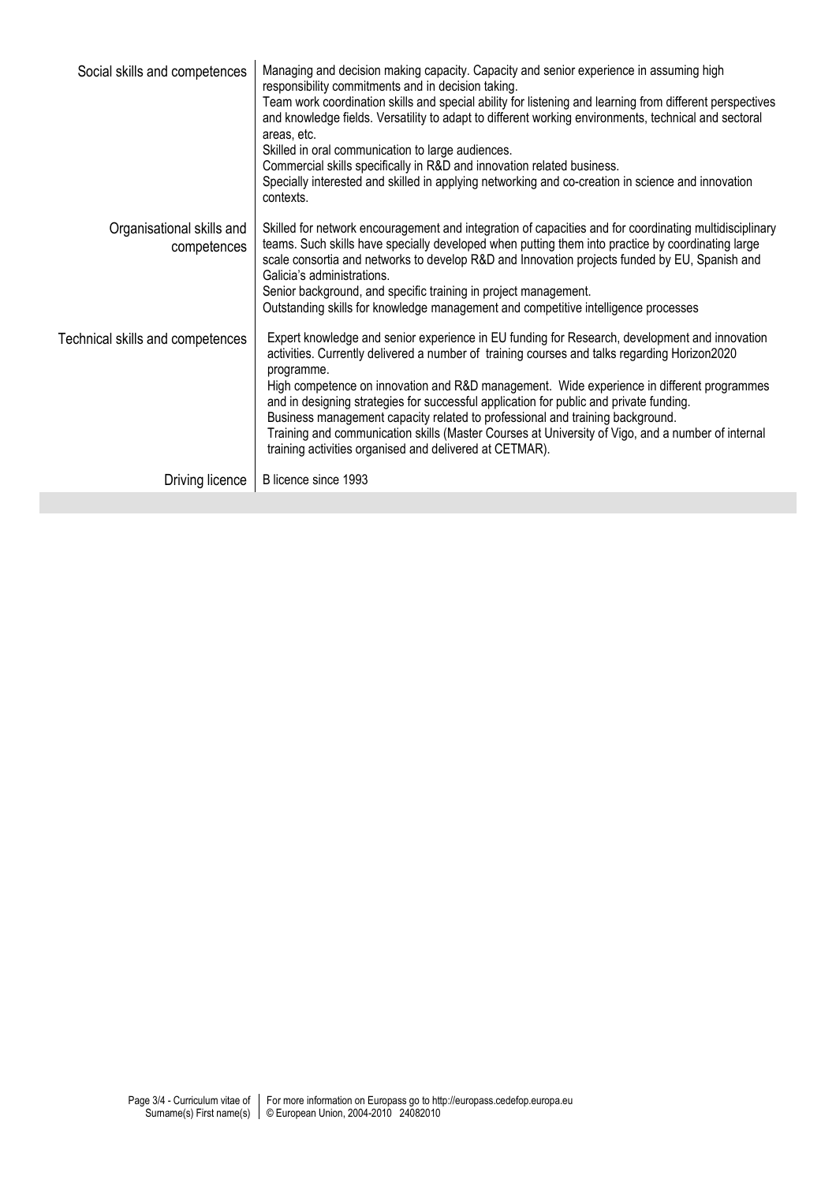| | |
|---|---|
| Social skills and competences | Managing and decision making capacity. Capacity and senior experience in assuming high responsibility commitments and in decision taking.<br>Team work coordination skills and special ability for listening and learning from different perspectives and knowledge fields. Versatility to adapt to different working environments, technical and sectoral areas, etc.<br>Skilled in oral communication to large audiences.<br>Commercial skills specifically in R&D and innovation related business.<br>Specially interested and skilled in applying networking and co-creation in science and innovation contexts. |
| Organisational skills and competences | Skilled for network encouragement and integration of capacities and for coordinating multidisciplinary teams. Such skills have specially developed when putting them into practice by coordinating large scale consortia and networks to develop R&D and Innovation projects funded by EU, Spanish and Galicia's administrations.<br>Senior background, and specific training in project management.<br>Outstanding skills for knowledge management and competitive intelligence processes |
| Technical skills and competences | Expert knowledge and senior experience in EU funding for Research, development and innovation activities. Currently delivered a number of training courses and talks regarding Horizon2020 programme.<br>High competence on innovation and R&D management. Wide experience in different programmes and in designing strategies for successful application for public and private funding.<br>Business management capacity related to professional and training background.<br>Training and communication skills (Master Courses at University of Vigo, and a number of internal training activities organised and delivered at CETMAR). |
| Driving licence | B licence since 1993 |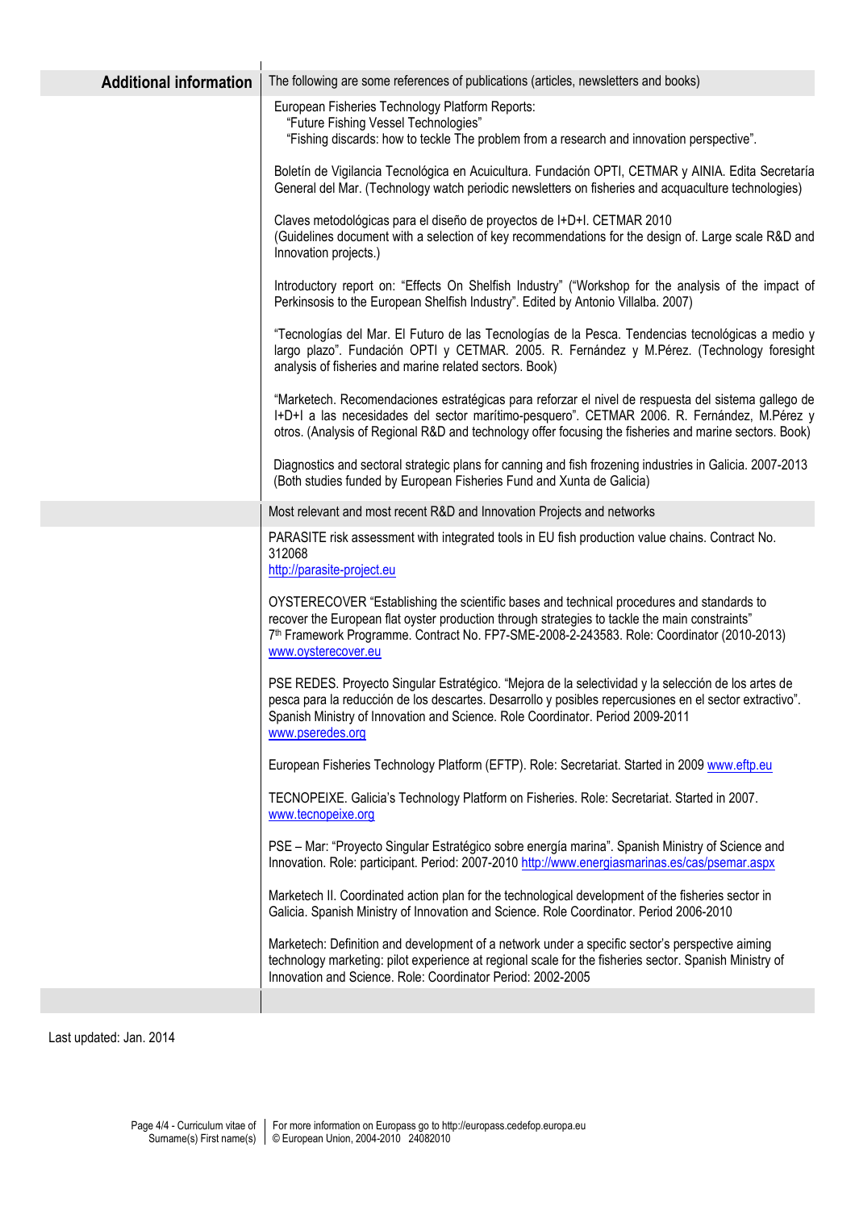## Additional information

The following are some references of publications (articles, newsletters and books)

European Fisheries Technology Platform Reports:
"Future Fishing Vessel Technologies"
"Fishing discards: how to teckle The problem from a research and innovation perspective".

Boletín de Vigilancia Tecnológica en Acuicultura. Fundación OPTI, CETMAR y AINIA. Edita Secretaría General del Mar. (Technology watch periodic newsletters on fisheries and acquaculture technologies)

Claves metodológicas para el diseño de proyectos de I+D+I. CETMAR 2010
(Guidelines document with a selection of key recommendations for the design of. Large scale R&D and Innovation projects.)

Introductory report on: "Effects On Shelfish Industry" ("Workshop for the analysis of the impact of Perkinsosis to the European Shelfish Industry". Edited by Antonio Villalba. 2007)

"Tecnologías del Mar. El Futuro de las Tecnologías de la Pesca. Tendencias tecnológicas a medio y largo plazo". Fundación OPTI y CETMAR. 2005. R. Fernández y M.Pérez. (Technology foresight analysis of fisheries and marine related sectors. Book)

"Marketech. Recomendaciones estratégicas para reforzar el nivel de respuesta del sistema gallego de I+D+I a las necesidades del sector marítimo-pesquero". CETMAR 2006. R. Fernández, M.Pérez y otros. (Analysis of Regional R&D and technology offer focusing the fisheries and marine sectors. Book)

Diagnostics and sectoral strategic plans for canning and fish frozening industries in Galicia. 2007-2013 (Both studies funded by European Fisheries Fund and Xunta de Galicia)

### Most relevant and most recent R&D and Innovation Projects and networks

PARASITE risk assessment with integrated tools in EU fish production value chains. Contract No. 312068
http://parasite-project.eu

OYSTERECOVER "Establishing the scientific bases and technical procedures and standards to recover the European flat oyster production through strategies to tackle the main constraints"
7th Framework Programme. Contract No. FP7-SME-2008-2-243583. Role: Coordinator (2010-2013)
www.oysterecover.eu

PSE REDES. Proyecto Singular Estratégico. "Mejora de la selectividad y la selección de los artes de pesca para la reducción de los descartes. Desarrollo y posibles repercusiones en el sector extractivo". Spanish Ministry of Innovation and Science. Role Coordinator. Period 2009-2011
www.pseredes.org

European Fisheries Technology Platform (EFTP). Role: Secretariat. Started in 2009 www.eftp.eu

TECNOPEIXE. Galicia's Technology Platform on Fisheries. Role: Secretariat. Started in 2007.
www.tecnopeixe.org

PSE – Mar: "Proyecto Singular Estratégico sobre energía marina". Spanish Ministry of Science and Innovation. Role: participant. Period: 2007-2010 http://www.energiasmarinas.es/cas/psemar.aspx

Marketech II. Coordinated action plan for the technological development of the fisheries sector in Galicia. Spanish Ministry of Innovation and Science. Role Coordinator. Period 2006-2010

Marketech: Definition and development of a network under a specific sector's perspective aiming technology marketing: pilot experience at regional scale for the fisheries sector. Spanish Ministry of Innovation and Science. Role: Coordinator Period: 2002-2005

Last updated: Jan. 2014